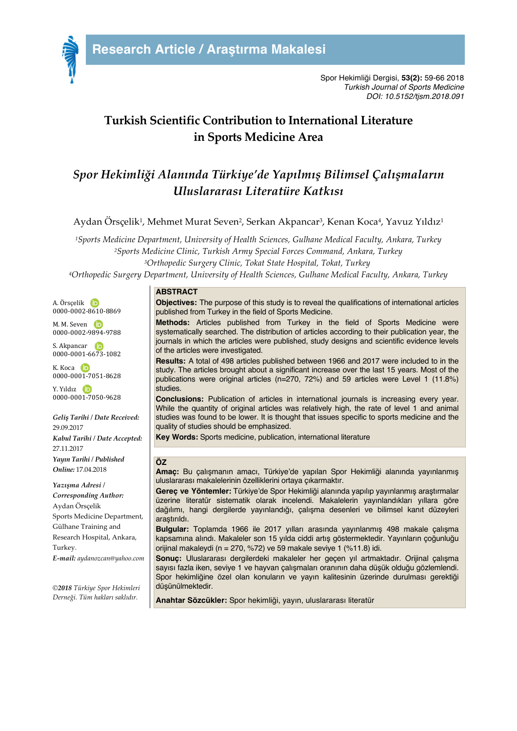Research Article / Araştırma Makalesi

Spor Hekimliği Dergisi, **53(2):** 59-66 2018
*Turkish Journal of Sports Medicine*
*DOI: 10.5152/tjsm.2018.091*

# Turkish Scientific Contribution to International Literature in Sports Medicine Area

# *Spor Hekimliği Alanında Türkiye'de Yapılmış Bilimsel Çalışmaların Uluslararası Literatüre Katkısı*

Aydan Örsçelik[1], Mehmet Murat Seven[2], Serkan Akpancar[3], Kenan Koca[4], Yavuz Yıldız[1]

[1]*Sports Medicine Department, University of Health Sciences, Gulhane Medical Faculty, Ankara, Turkey*
[2]*Sports Medicine Clinic, Turkish Army Special Forces Command, Ankara, Turkey*
[3]*Orthopedic Surgery Clinic, Tokat State Hospital, Tokat, Turkey*
[4]*Orthopedic Surgery Department, University of Health Sciences, Gulhane Medical Faculty, Ankara, Turkey*

A. Örsçelik 0000-0002-8610-8869
M. M. Seven 0000-0002-9894-9788
S. Akpancar 0000-0001-6673-1082
K. Koca 0000-0001-7051-8628
Y. Yıldız 0000-0001-7050-9628

***Geliş Tarihi / Date Received:*** 29.09.2017
***Kabul Tarihi / Date Accepted:*** 27.11.2017
***Yayın Tarihi / Published Online:*** 17.04.2018

***Yazışma Adresi / Corresponding Author:***
Aydan Örsçelik
Sports Medicine Department, Gülhane Training and Research Hospital, Ankara, Turkey.
***E-mail:*** *aydanozcan@yahoo.com*

*©2018 Türkiye Spor Hekimleri Derneği. Tüm hakları saklıdır.*

## ABSTRACT

**Objectives:** The purpose of this study is to reveal the qualifications of international articles published from Turkey in the field of Sports Medicine.

**Methods:** Articles published from Turkey in the field of Sports Medicine were systematically searched. The distribution of articles according to their publication year, the journals in which the articles were published, study designs and scientific evidence levels of the articles were investigated.

**Results:** A total of 498 articles published between 1966 and 2017 were included to in the study. The articles brought about a significant increase over the last 15 years. Most of the publications were original articles (n=270, 72%) and 59 articles were Level 1 (11.8%) studies.

**Conclusions:** Publication of articles in international journals is increasing every year. While the quantity of original articles was relatively high, the rate of level 1 and animal studies was found to be lower. It is thought that issues specific to sports medicine and the quality of studies should be emphasized.

**Key Words:** Sports medicine, publication, international literature

## ÖZ

**Amaç:** Bu çalışmanın amacı, Türkiye'de yapılan Spor Hekimliği alanında yayınlanmış uluslararası makalelerinin özelliklerini ortaya çıkarmaktır.

**Gereç ve Yöntemler:** Türkiye'de Spor Hekimliği alanında yapılıp yayınlanmış araştırmalar üzerine literatür sistematik olarak incelendi. Makalelerin yayınlandıkları yıllara göre dağılımı, hangi dergilerde yayınlandığı, çalışma desenleri ve bilimsel kanıt düzeyleri araştırıldı.

**Bulgular:** Toplamda 1966 ile 2017 yılları arasında yayınlanmış 498 makale çalışma kapsamına alındı. Makaleler son 15 yılda ciddi artış göstermektedir. Yayınların çoğunluğu orijinal makaleydi (n = 270, %72) ve 59 makale seviye 1 (%11.8) idi.

**Sonuç:** Uluslararası dergilerdeki makaleler her geçen yıl artmaktadır. Orijinal çalışma sayısı fazla iken, seviye 1 ve hayvan çalışmaları oranının daha düşük olduğu gözlemlendi. Spor hekimliğine özel olan konuların ve yayın kalitesinin üzerinde durulması gerektiği düşünülmektedir.

**Anahtar Sözcükler:** Spor hekimliği, yayın, uluslararası literatür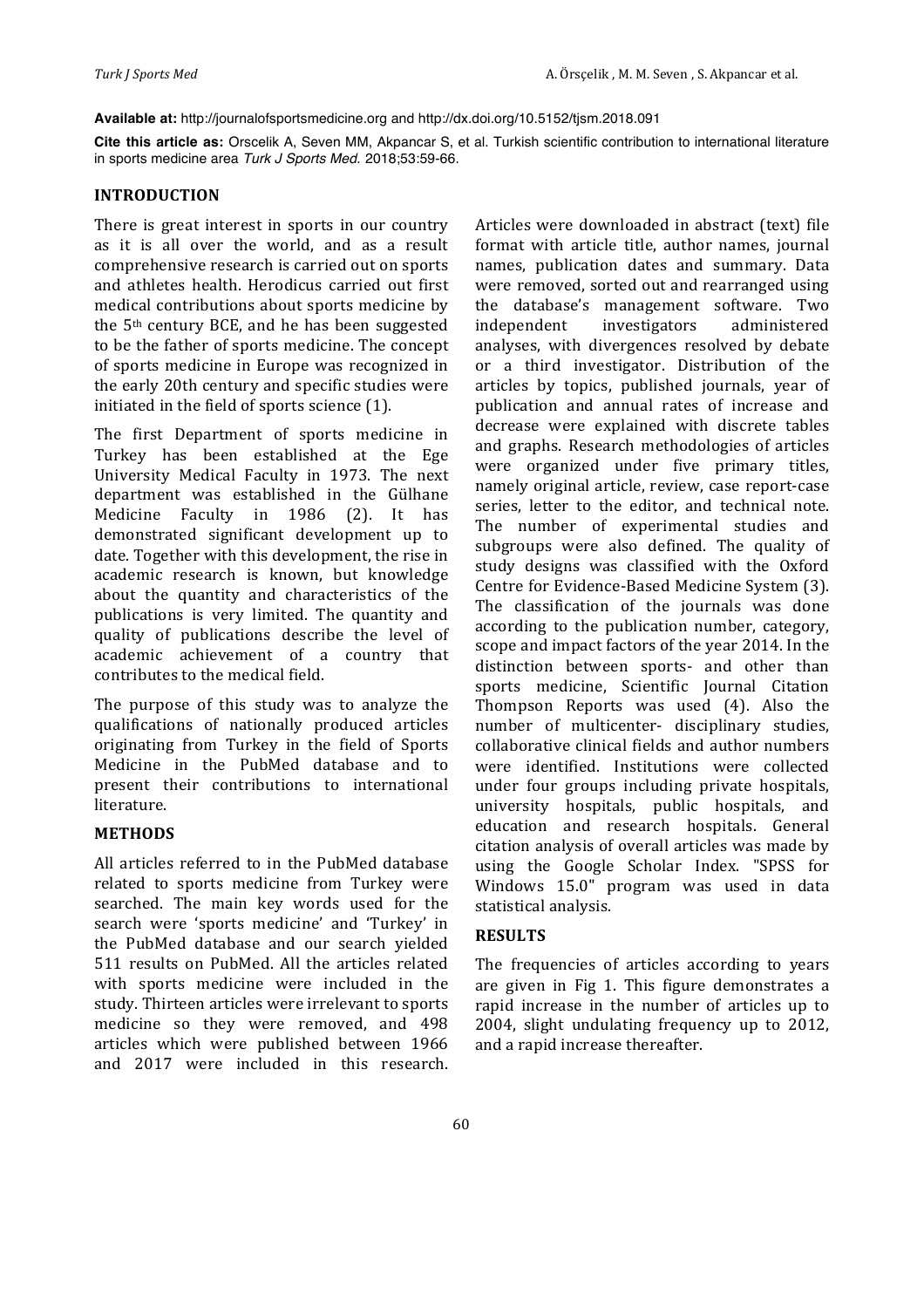**Available at:** http://journalofsportsmedicine.org and http://dx.doi.org/10.5152/tjsm.2018.091

**Cite this article as:** Orscelik A, Seven MM, Akpancar S, et al. Turkish scientific contribution to international literature in sports medicine area *Turk J Sports Med*. 2018;53:59-66.

## INTRODUCTION

There is great interest in sports in our country as it is all over the world, and as a result comprehensive research is carried out on sports and athletes health. Herodicus carried out first medical contributions about sports medicine by the 5th century BCE, and he has been suggested to be the father of sports medicine. The concept of sports medicine in Europe was recognized in the early 20th century and specific studies were initiated in the field of sports science (1).

The first Department of sports medicine in Turkey has been established at the Ege University Medical Faculty in 1973. The next department was established in the Gülhane Medicine Faculty in 1986 (2). It has demonstrated significant development up to date. Together with this development, the rise in academic research is known, but knowledge about the quantity and characteristics of the publications is very limited. The quantity and quality of publications describe the level of academic achievement of a country that contributes to the medical field.

The purpose of this study was to analyze the qualifications of nationally produced articles originating from Turkey in the field of Sports Medicine in the PubMed database and to present their contributions to international literature.

## METHODS

All articles referred to in the PubMed database related to sports medicine from Turkey were searched. The main key words used for the search were 'sports medicine' and 'Turkey' in the PubMed database and our search yielded 511 results on PubMed. All the articles related with sports medicine were included in the study. Thirteen articles were irrelevant to sports medicine so they were removed, and 498 articles which were published between 1966 and 2017 were included in this research. Articles were downloaded in abstract (text) file format with article title, author names, journal names, publication dates and summary. Data were removed, sorted out and rearranged using the database's management software. Two independent investigators administered analyses, with divergences resolved by debate or a third investigator. Distribution of the articles by topics, published journals, year of publication and annual rates of increase and decrease were explained with discrete tables and graphs. Research methodologies of articles were organized under five primary titles, namely original article, review, case report-case series, letter to the editor, and technical note. The number of experimental studies and subgroups were also defined. The quality of study designs was classified with the Oxford Centre for Evidence-Based Medicine System (3). The classification of the journals was done according to the publication number, category, scope and impact factors of the year 2014. In the distinction between sports- and other than sports medicine, Scientific Journal Citation Thompson Reports was used (4). Also the number of multicenter- disciplinary studies, collaborative clinical fields and author numbers were identified. Institutions were collected under four groups including private hospitals, university hospitals, public hospitals, and education and research hospitals. General citation analysis of overall articles was made by using the Google Scholar Index. "SPSS for Windows 15.0" program was used in data statistical analysis.

## RESULTS

The frequencies of articles according to years are given in Fig 1. This figure demonstrates a rapid increase in the number of articles up to 2004, slight undulating frequency up to 2012, and a rapid increase thereafter.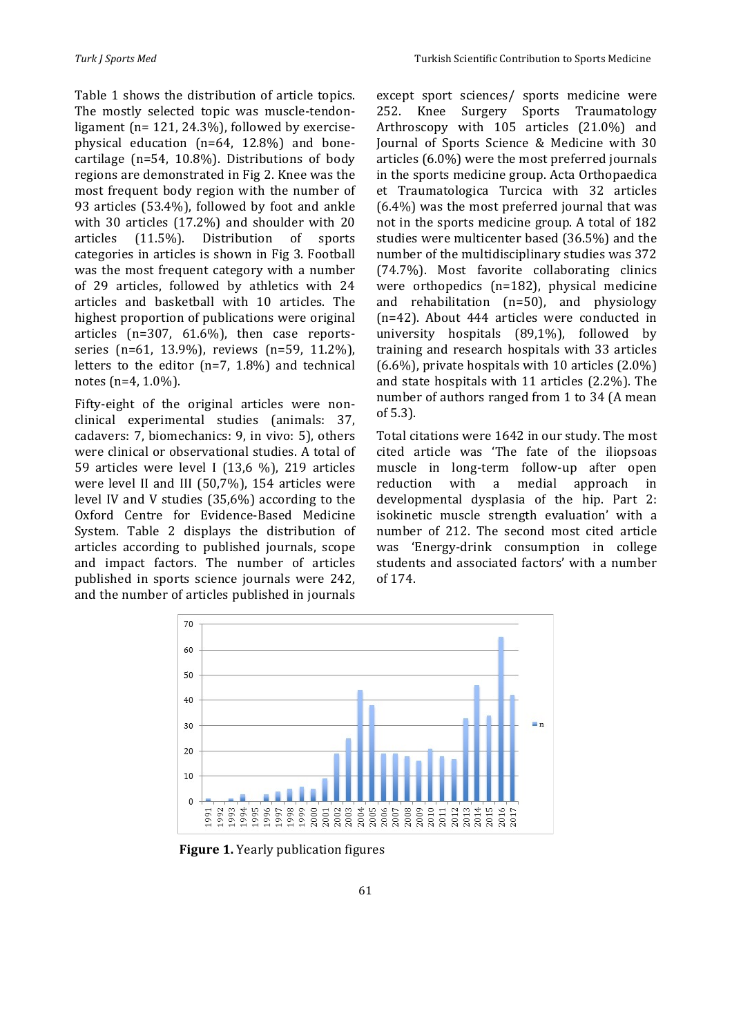Table 1 shows the distribution of article topics. The mostly selected topic was muscle-tendon-ligament (n= 121, 24.3%), followed by exercise-physical education (n=64, 12.8%) and bone-cartilage (n=54, 10.8%). Distributions of body regions are demonstrated in Fig 2. Knee was the most frequent body region with the number of 93 articles (53.4%), followed by foot and ankle with 30 articles (17.2%) and shoulder with 20 articles (11.5%). Distribution of sports categories in articles is shown in Fig 3. Football was the most frequent category with a number of 29 articles, followed by athletics with 24 articles and basketball with 10 articles. The highest proportion of publications were original articles (n=307, 61.6%), then case reports-series (n=61, 13.9%), reviews (n=59, 11.2%), letters to the editor (n=7, 1.8%) and technical notes (n=4, 1.0%).

Fifty-eight of the original articles were non-clinical experimental studies (animals: 37, cadavers: 7, biomechanics: 9, in vivo: 5), others were clinical or observational studies. A total of 59 articles were level I (13,6 %), 219 articles were level II and III (50,7%), 154 articles were level IV and V studies (35,6%) according to the Oxford Centre for Evidence-Based Medicine System. Table 2 displays the distribution of articles according to published journals, scope and impact factors. The number of articles published in sports science journals were 242, and the number of articles published in journals except sport sciences/ sports medicine were 252. Knee Surgery Sports Traumatology Arthroscopy with 105 articles (21.0%) and Journal of Sports Science & Medicine with 30 articles (6.0%) were the most preferred journals in the sports medicine group. Acta Orthopaedica et Traumatologica Turcica with 32 articles (6.4%) was the most preferred journal that was not in the sports medicine group. A total of 182 studies were multicenter based (36.5%) and the number of the multidisciplinary studies was 372 (74.7%). Most favorite collaborating clinics were orthopedics (n=182), physical medicine and rehabilitation (n=50), and physiology (n=42). About 444 articles were conducted in university hospitals (89,1%), followed by training and research hospitals with 33 articles (6.6%), private hospitals with 10 articles (2.0%) and state hospitals with 11 articles (2.2%). The number of authors ranged from 1 to 34 (A mean of 5.3).

Total citations were 1642 in our study. The most cited article was 'The fate of the iliopsoas muscle in long-term follow-up after open reduction with a medial approach in developmental dysplasia of the hip. Part 2: isokinetic muscle strength evaluation' with a number of 212. The second most cited article was 'Energy-drink consumption in college students and associated factors' with a number of 174.

**Figure 1.** Yearly publication figures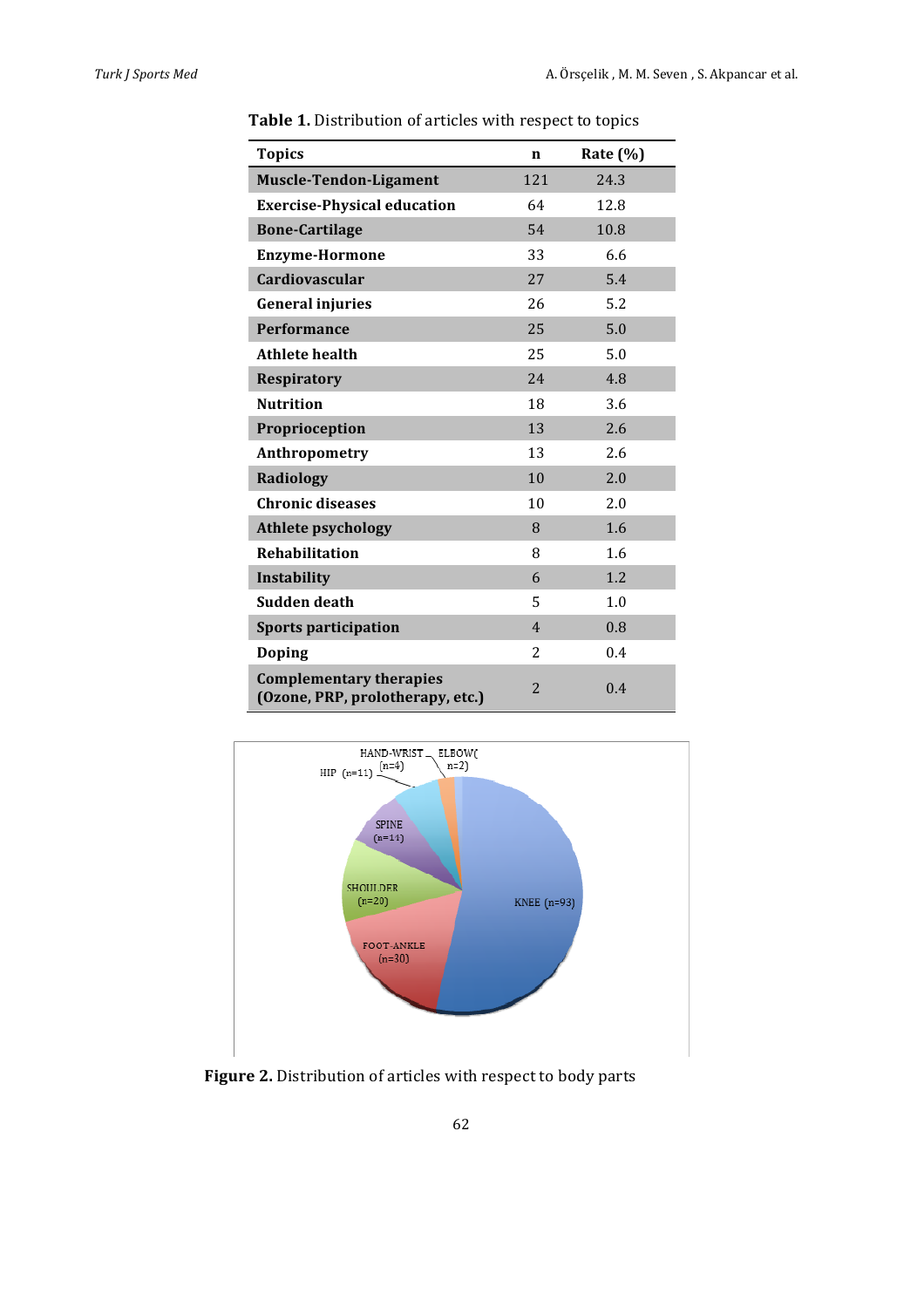**Table 1.** Distribution of articles with respect to topics

| Topics | n | Rate (%) |
|---|---|---|
| **Muscle-Tendon-Ligament** | 121 | 24.3 |
| **Exercise-Physical education** | 64 | 12.8 |
| **Bone-Cartilage** | 54 | 10.8 |
| **Enzyme-Hormone** | 33 | 6.6 |
| **Cardiovascular** | 27 | 5.4 |
| **General injuries** | 26 | 5.2 |
| **Performance** | 25 | 5.0 |
| **Athlete health** | 25 | 5.0 |
| **Respiratory** | 24 | 4.8 |
| **Nutrition** | 18 | 3.6 |
| **Proprioception** | 13 | 2.6 |
| **Anthropometry** | 13 | 2.6 |
| **Radiology** | 10 | 2.0 |
| **Chronic diseases** | 10 | 2.0 |
| **Athlete psychology** | 8 | 1.6 |
| **Rehabilitation** | 8 | 1.6 |
| **Instability** | 6 | 1.2 |
| **Sudden death** | 5 | 1.0 |
| **Sports participation** | 4 | 0.8 |
| **Doping** | 2 | 0.4 |
| **Complementary therapies (Ozone, PRP, prolotherapy, etc.)** | 2 | 0.4 |

**Figure 2.** Distribution of articles with respect to body parts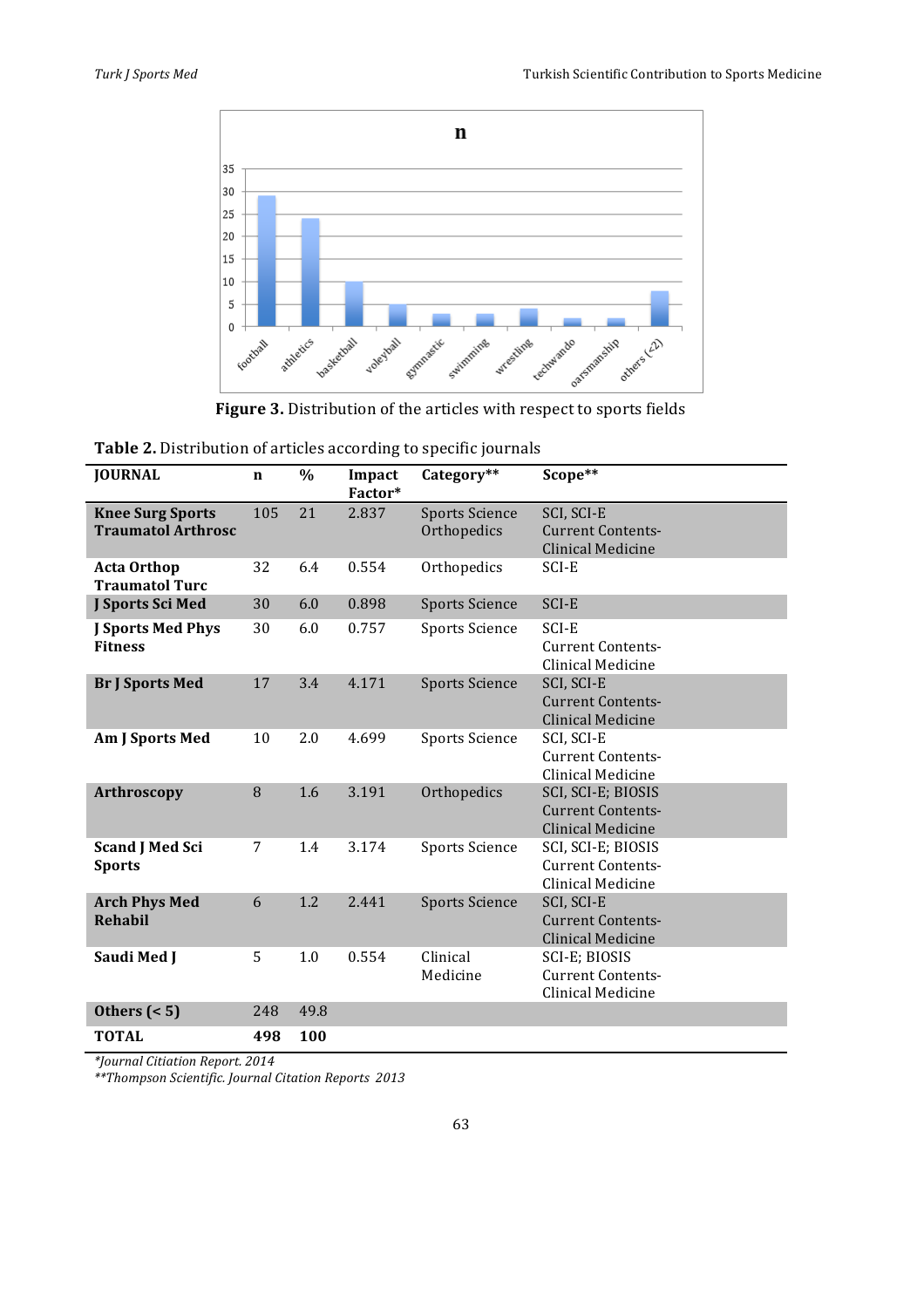**Figure 3.** Distribution of the articles with respect to sports fields

**Table 2.** Distribution of articles according to specific journals

| JOURNAL | n | % | Impact Factor* | Category** | Scope** |
|---|---|---|---|---|---|
| **Knee Surg Sports Traumatol Arthrosc** | 105 | 21 | 2.837 | Sports Science Orthopedics | SCI, SCI-E Current Contents-Clinical Medicine |
| **Acta Orthop Traumatol Turc** | 32 | 6.4 | 0.554 | Orthopedics | SCI-E |
| **J Sports Sci Med** | 30 | 6.0 | 0.898 | Sports Science | SCI-E |
| **J Sports Med Phys Fitness** | 30 | 6.0 | 0.757 | Sports Science | SCI-E Current Contents-Clinical Medicine |
| **Br J Sports Med** | 17 | 3.4 | 4.171 | Sports Science | SCI, SCI-E Current Contents-Clinical Medicine |
| **Am J Sports Med** | 10 | 2.0 | 4.699 | Sports Science | SCI, SCI-E Current Contents-Clinical Medicine |
| **Arthroscopy** | 8 | 1.6 | 3.191 | Orthopedics | SCI, SCI-E; BIOSIS Current Contents-Clinical Medicine |
| **Scand J Med Sci Sports** | 7 | 1.4 | 3.174 | Sports Science | SCI, SCI-E; BIOSIS Current Contents-Clinical Medicine |
| **Arch Phys Med Rehabil** | 6 | 1.2 | 2.441 | Sports Science | SCI, SCI-E Current Contents-Clinical Medicine |
| **Saudi Med J** | 5 | 1.0 | 0.554 | Clinical Medicine | SCI-E; BIOSIS Current Contents-Clinical Medicine |
| **Others (< 5)** | 248 | 49.8 | | | |
| **TOTAL** | **498** | **100** | | | |

*\*Journal Citiation Report. 2014*

*\*\*Thompson Scientific. Journal Citation Reports 2013*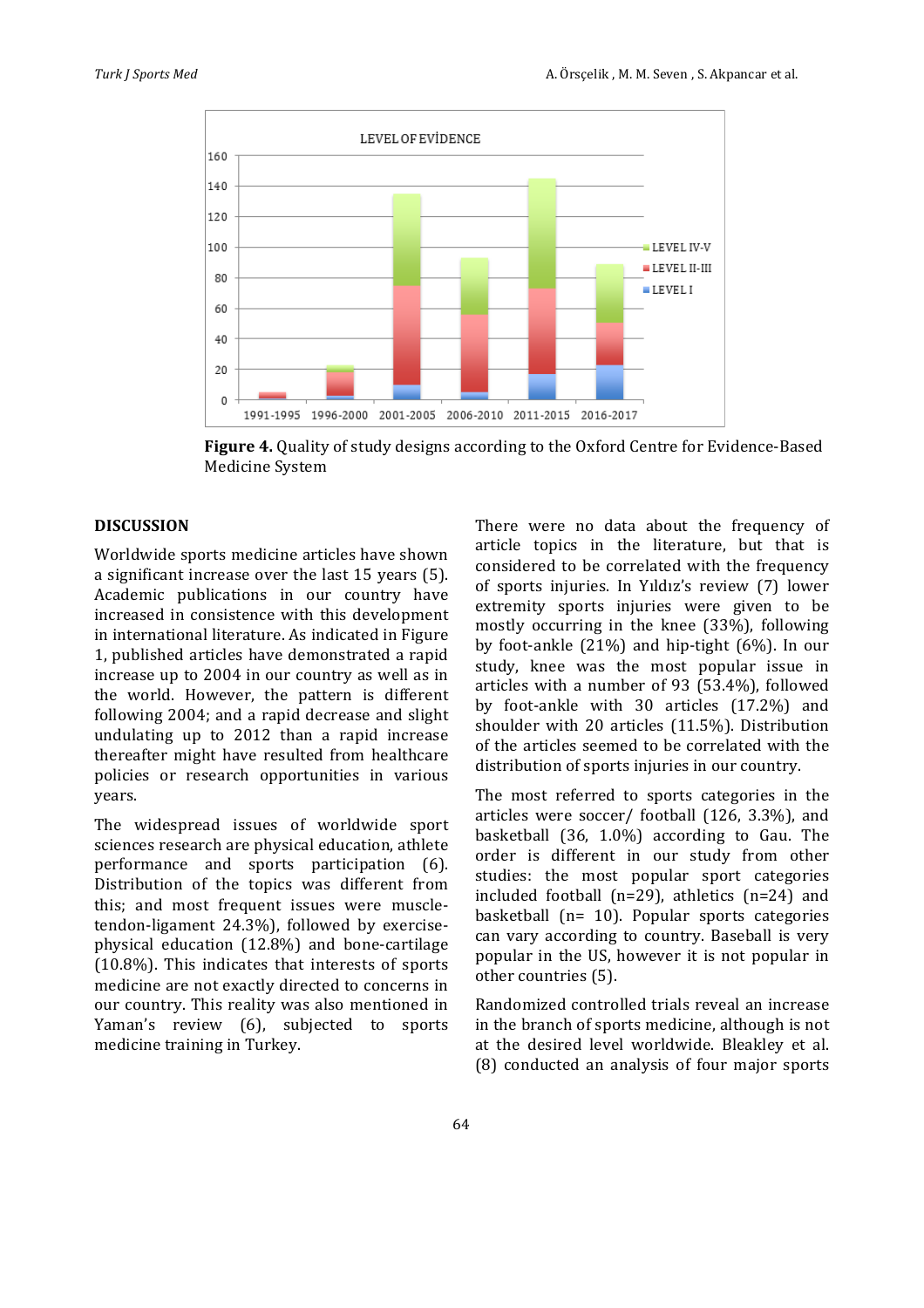**Figure 4.** Quality of study designs according to the Oxford Centre for Evidence-Based Medicine System

## DISCUSSION

Worldwide sports medicine articles have shown a significant increase over the last 15 years (5). Academic publications in our country have increased in consistence with this development in international literature. As indicated in Figure 1, published articles have demonstrated a rapid increase up to 2004 in our country as well as in the world. However, the pattern is different following 2004; and a rapid decrease and slight undulating up to 2012 than a rapid increase thereafter might have resulted from healthcare policies or research opportunities in various years.

The widespread issues of worldwide sport sciences research are physical education, athlete performance and sports participation (6). Distribution of the topics was different from this; and most frequent issues were muscle-tendon-ligament 24.3%), followed by exercise-physical education (12.8%) and bone-cartilage (10.8%). This indicates that interests of sports medicine are not exactly directed to concerns in our country. This reality was also mentioned in Yaman's review (6), subjected to sports medicine training in Turkey.

There were no data about the frequency of article topics in the literature, but that is considered to be correlated with the frequency of sports injuries. In Yıldız's review (7) lower extremity sports injuries were given to be mostly occurring in the knee (33%), following by foot-ankle (21%) and hip-tight (6%). In our study, knee was the most popular issue in articles with a number of 93 (53.4%), followed by foot-ankle with 30 articles (17.2%) and shoulder with 20 articles (11.5%). Distribution of the articles seemed to be correlated with the distribution of sports injuries in our country.

The most referred to sports categories in the articles were soccer/ football (126, 3.3%), and basketball (36, 1.0%) according to Gau. The order is different in our study from other studies: the most popular sport categories included football (n=29), athletics (n=24) and basketball (n= 10). Popular sports categories can vary according to country. Baseball is very popular in the US, however it is not popular in other countries (5).

Randomized controlled trials reveal an increase in the branch of sports medicine, although is not at the desired level worldwide. Bleakley et al. (8) conducted an analysis of four major sports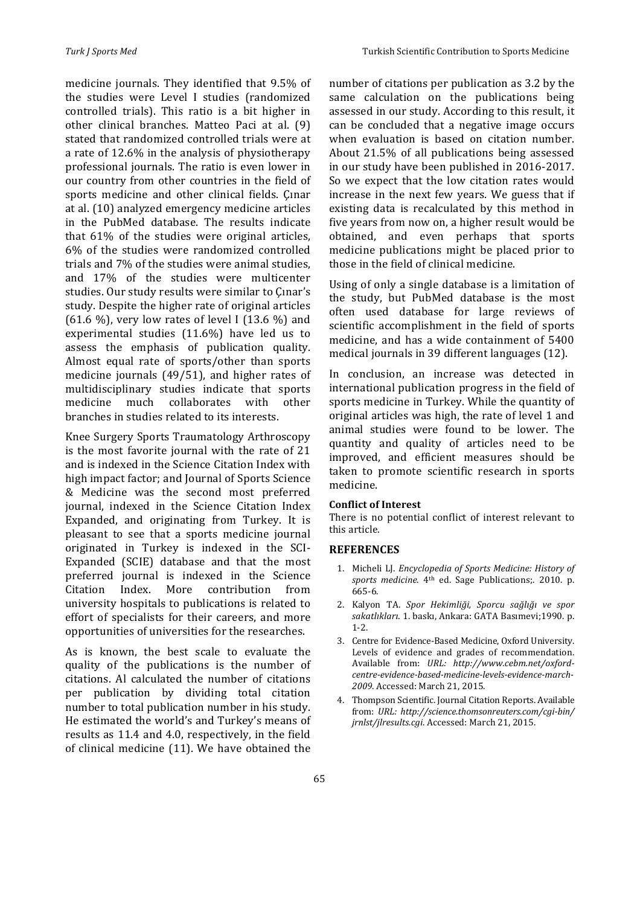medicine journals. They identified that 9.5% of the studies were Level I studies (randomized controlled trials). This ratio is a bit higher in other clinical branches. Matteo Paci at al. (9) stated that randomized controlled trials were at a rate of 12.6% in the analysis of physiotherapy professional journals. The ratio is even lower in our country from other countries in the field of sports medicine and other clinical fields. Çınar at al. (10) analyzed emergency medicine articles in the PubMed database. The results indicate that 61% of the studies were original articles, 6% of the studies were randomized controlled trials and 7% of the studies were animal studies, and 17% of the studies were multicenter studies. Our study results were similar to Çınar's study. Despite the higher rate of original articles (61.6 %), very low rates of level I (13.6 %) and experimental studies (11.6%) have led us to assess the emphasis of publication quality. Almost equal rate of sports/other than sports medicine journals (49/51), and higher rates of multidisciplinary studies indicate that sports medicine much collaborates with other branches in studies related to its interests.

Knee Surgery Sports Traumatology Arthroscopy is the most favorite journal with the rate of 21 and is indexed in the Science Citation Index with high impact factor; and Journal of Sports Science & Medicine was the second most preferred journal, indexed in the Science Citation Index Expanded, and originating from Turkey. It is pleasant to see that a sports medicine journal originated in Turkey is indexed in the SCI-Expanded (SCIE) database and that the most preferred journal is indexed in the Science Citation Index. More contribution from university hospitals to publications is related to effort of specialists for their careers, and more opportunities of universities for the researches.

As is known, the best scale to evaluate the quality of the publications is the number of citations. Al calculated the number of citations per publication by dividing total citation number to total publication number in his study. He estimated the world's and Turkey's means of results as 11.4 and 4.0, respectively, in the field of clinical medicine (11). We have obtained the number of citations per publication as 3.2 by the same calculation on the publications being assessed in our study. According to this result, it can be concluded that a negative image occurs when evaluation is based on citation number. About 21.5% of all publications being assessed in our study have been published in 2016-2017. So we expect that the low citation rates would increase in the next few years. We guess that if existing data is recalculated by this method in five years from now on, a higher result would be obtained, and even perhaps that sports medicine publications might be placed prior to those in the field of clinical medicine.

Using of only a single database is a limitation of the study, but PubMed database is the most often used database for large reviews of scientific accomplishment in the field of sports medicine, and has a wide containment of 5400 medical journals in 39 different languages (12).

In conclusion, an increase was detected in international publication progress in the field of sports medicine in Turkey. While the quantity of original articles was high, the rate of level 1 and animal studies were found to be lower. The quantity and quality of articles need to be improved, and efficient measures should be taken to promote scientific research in sports medicine.

**Conflict of Interest**

There is no potential conflict of interest relevant to this article.

## REFERENCES

1. Micheli LJ. *Encyclopedia of Sports Medicine: History of sports medicine*. 4th ed. Sage Publications;. 2010. p. 665-6.
2. Kalyon TA. *Spor Hekimliği, Sporcu sağlığı ve spor sakatlıkları*. 1. baskı, Ankara: GATA Basımevi;1990. p. 1-2.
3. Centre for Evidence-Based Medicine, Oxford University. Levels of evidence and grades of recommendation. Available from: *URL: http://www.cebm.net/oxford-centre-evidence-based-medicine-levels-evidence-march-2009*. Accessed: March 21, 2015.
4. Thompson Scientific. Journal Citation Reports. Available from: *URL: http://science.thomsonreuters.com/cgi-bin/jrnlst/jlresults.cgi*. Accessed: March 21, 2015.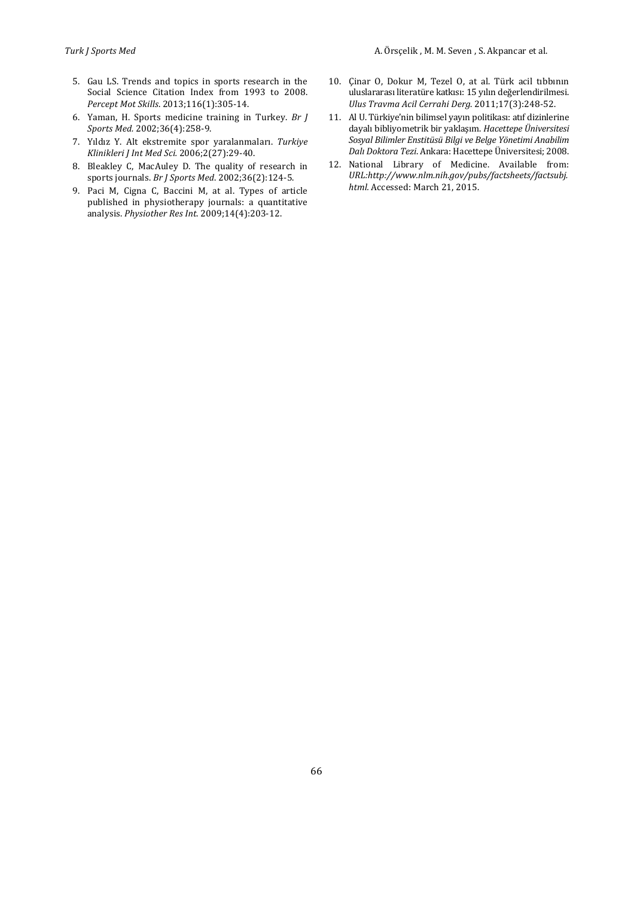5. Gau LS. Trends and topics in sports research in the Social Science Citation Index from 1993 to 2008. *Percept Mot Skills*. 2013;116(1):305-14.
6. Yaman, H. Sports medicine training in Turkey. *Br J Sports Med.* 2002;36(4):258-9.
7. Yıldız Y. Alt ekstremite spor yaralanmaları. *Turkiye Klinikleri J Int Med Sci.* 2006;2(27):29-40.
8. Bleakley C, MacAuley D. The quality of research in sports journals. *Br J Sports Med*. 2002;36(2):124-5.
9. Paci M, Cigna C, Baccini M, at al. Types of article published in physiotherapy journals: a quantitative analysis. *Physiother Res Int*. 2009;14(4):203-12.
10. Çinar O, Dokur M, Tezel O, at al. Türk acil tıbbının uluslararası literatüre katkısı: 15 yılın değerlendirilmesi. *Ulus Travma Acil Cerrahi Derg*. 2011;17(3):248-52.
11. Al U. Türkiye'nin bilimsel yayın politikası: atıf dizinlerine dayalı bibliyometrik bir yaklaşım. *Hacettepe Üniversitesi Sosyal Bilimler Enstitüsü Bilgi ve Belge Yönetimi Anabilim Dalı Doktora Tezi*. Ankara: Hacettepe Üniversitesi; 2008.
12. National Library of Medicine. Available from: *URL:http://www.nlm.nih.gov/pubs/factsheets/factsubj.html.* Accessed: March 21, 2015.